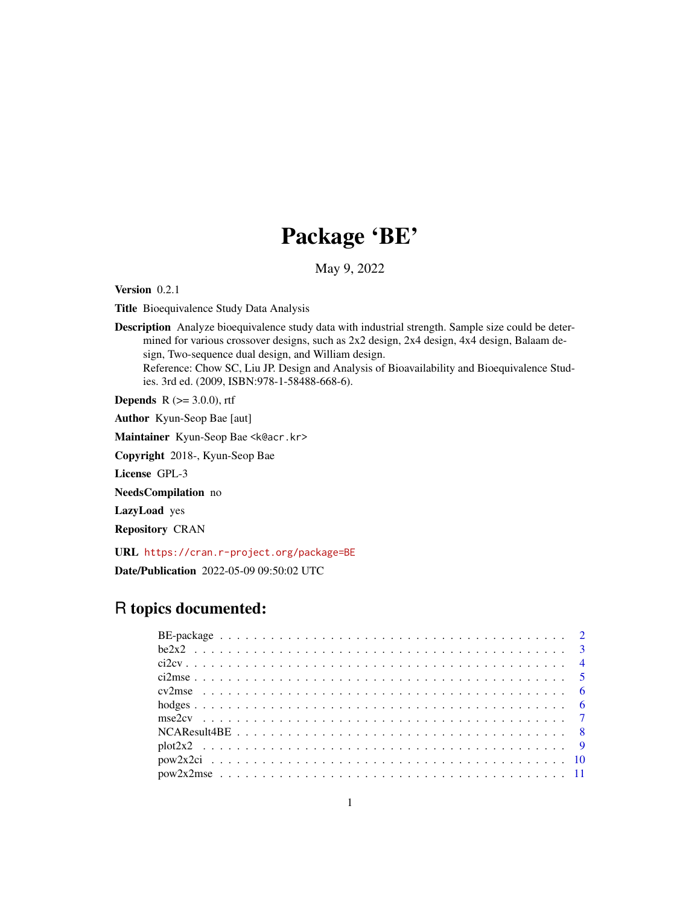# Package 'BE'

May 9, 2022

**Version** 0.2.1

**Title** Bioequivalence Study Data Analysis

**Description** Analyze bioequivalence study data with industrial strength. Sample size could be determined for various crossover designs, such as 2x2 design, 2x4 design, 4x4 design, Balaam design, Two-sequence dual design, and William design.
Reference: Chow SC, Liu JP. Design and Analysis of Bioavailability and Bioequivalence Studies. 3rd ed. (2009, ISBN:978-1-58488-668-6).

**Depends** R (>= 3.0.0), rtf

**Author** Kyun-Seop Bae [aut]

**Maintainer** Kyun-Seop Bae <k@acr.kr>

**Copyright** 2018-, Kyun-Seop Bae

**License** GPL-3

**NeedsCompilation** no

**LazyLoad** yes

**Repository** CRAN

**URL** https://cran.r-project.org/package=BE

**Date/Publication** 2022-05-09 09:50:02 UTC

## R topics documented:

| | |
|---|---|
| BE-package | 2 |
| be2x2 | 3 |
| ci2cv | 4 |
| ci2mse | 5 |
| cv2mse | 6 |
| hodges | 6 |
| mse2cv | 7 |
| NCAResult4BE | 8 |
| plot2x2 | 9 |
| pow2x2ci | 10 |
| pow2x2mse | 11 |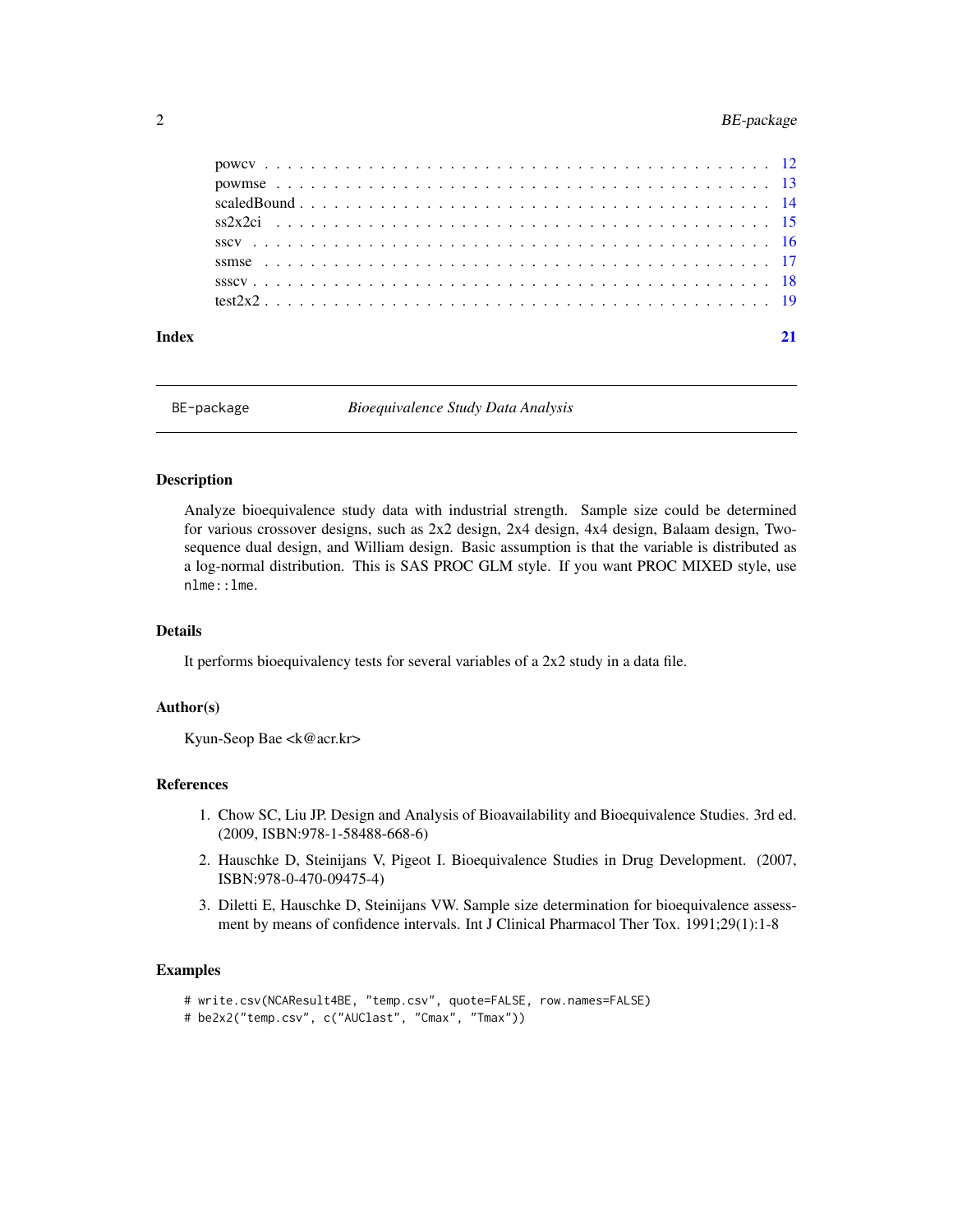powcv . . . . . . . . . . . . . . . . . . . . . . . . . . . . . . . . . . . . . . . . . 12
powmse . . . . . . . . . . . . . . . . . . . . . . . . . . . . . . . . . . . . . . . . 13
scaledBound . . . . . . . . . . . . . . . . . . . . . . . . . . . . . . . . . . . . . 14
ss2x2ci . . . . . . . . . . . . . . . . . . . . . . . . . . . . . . . . . . . . . . . 15
sscv . . . . . . . . . . . . . . . . . . . . . . . . . . . . . . . . . . . . . . . . . 16
ssmse . . . . . . . . . . . . . . . . . . . . . . . . . . . . . . . . . . . . . . . . 17
ssscv . . . . . . . . . . . . . . . . . . . . . . . . . . . . . . . . . . . . . . . . 18
test2x2 . . . . . . . . . . . . . . . . . . . . . . . . . . . . . . . . . . . . . . . 19

**Index** **21**

---

## BE-package — *Bioequivalence Study Data Analysis*

---

### Description

Analyze bioequivalence study data with industrial strength. Sample size could be determined for various crossover designs, such as 2x2 design, 2x4 design, 4x4 design, Balaam design, Two-sequence dual design, and William design. Basic assumption is that the variable is distributed as a log-normal distribution. This is SAS PROC GLM style. If you want PROC MIXED style, use `nlme::lme`.

### Details

It performs bioequivalency tests for several variables of a 2x2 study in a data file.

### Author(s)

Kyun-Seop Bae <k@acr.kr>

### References

1. Chow SC, Liu JP. Design and Analysis of Bioavailability and Bioequivalence Studies. 3rd ed. (2009, ISBN:978-1-58488-668-6)
2. Hauschke D, Steinijans V, Pigeot I. Bioequivalence Studies in Drug Development. (2007, ISBN:978-0-470-09475-4)
3. Diletti E, Hauschke D, Steinijans VW. Sample size determination for bioequivalence assessment by means of confidence intervals. Int J Clinical Pharmacol Ther Tox. 1991;29(1):1-8

### Examples

```
# write.csv(NCAResult4BE, "temp.csv", quote=FALSE, row.names=FALSE)
# be2x2("temp.csv", c("AUClast", "Cmax", "Tmax"))
```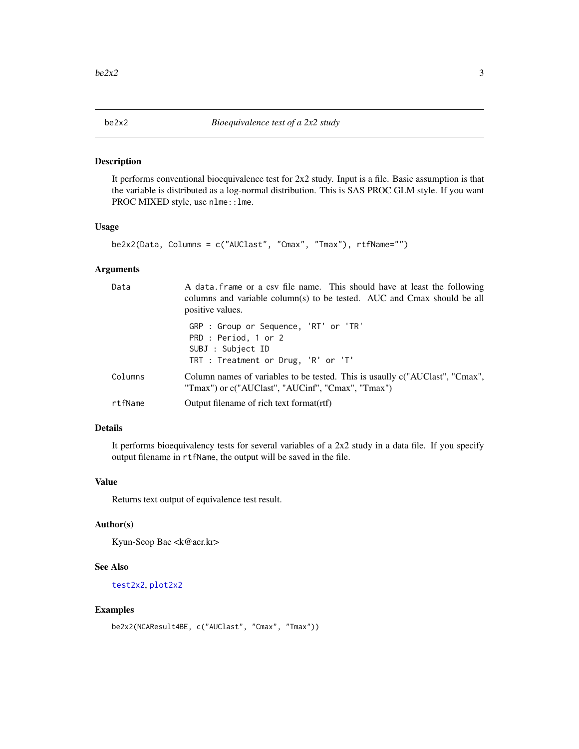# be2x2 — *Bioequivalence test of a 2x2 study*

## Description

It performs conventional bioequivalence test for 2x2 study. Input is a file. Basic assumption is that the variable is distributed as a log-normal distribution. This is SAS PROC GLM style. If you want PROC MIXED style, use `nlme::lme`.

## Usage

```
be2x2(Data, Columns = c("AUClast", "Cmax", "Tmax"), rtfName="")
```

## Arguments

| | |
|---|---|
| `Data` | A `data.frame` or a csv file name. This should have at least the following columns and variable column(s) to be tested. AUC and Cmax should be all positive values.<br>`GRP : Group or Sequence, 'RT' or 'TR'`<br>`PRD : Period, 1 or 2`<br>`SUBJ : Subject ID`<br>`TRT : Treatment or Drug, 'R' or 'T'` |
| `Columns` | Column names of variables to be tested. This is usaully c("AUClast", "Cmax", "Tmax") or c("AUClast", "AUCinf", "Cmax", "Tmax") |
| `rtfName` | Output filename of rich text format(rtf) |

## Details

It performs bioequivalency tests for several variables of a 2x2 study in a data file. If you specify output filename in `rtfName`, the output will be saved in the file.

## Value

Returns text output of equivalence test result.

## Author(s)

Kyun-Seop Bae <k@acr.kr>

## See Also

`test2x2`, `plot2x2`

## Examples

```
be2x2(NCAResult4BE, c("AUClast", "Cmax", "Tmax"))
```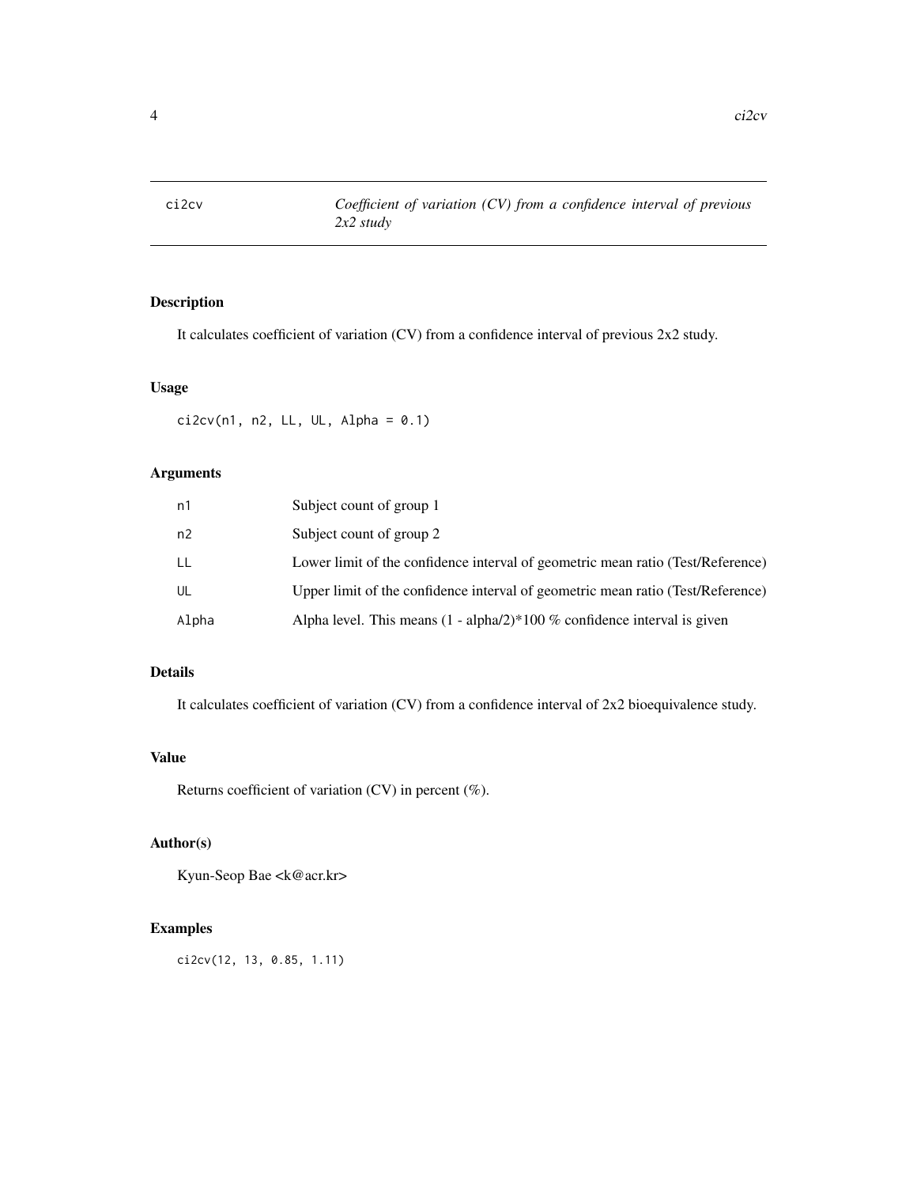## ci2cv — *Coefficient of variation (CV) from a confidence interval of previous 2x2 study*

### Description

It calculates coefficient of variation (CV) from a confidence interval of previous 2x2 study.

### Usage

```
ci2cv(n1, n2, LL, UL, Alpha = 0.1)
```

### Arguments

| | |
|---|---|
| `n1` | Subject count of group 1 |
| `n2` | Subject count of group 2 |
| `LL` | Lower limit of the confidence interval of geometric mean ratio (Test/Reference) |
| `UL` | Upper limit of the confidence interval of geometric mean ratio (Test/Reference) |
| `Alpha` | Alpha level. This means (1 - alpha/2)*100 % confidence interval is given |

### Details

It calculates coefficient of variation (CV) from a confidence interval of 2x2 bioequivalence study.

### Value

Returns coefficient of variation (CV) in percent (%).

### Author(s)

Kyun-Seop Bae <k@acr.kr>

### Examples

```
ci2cv(12, 13, 0.85, 1.11)
```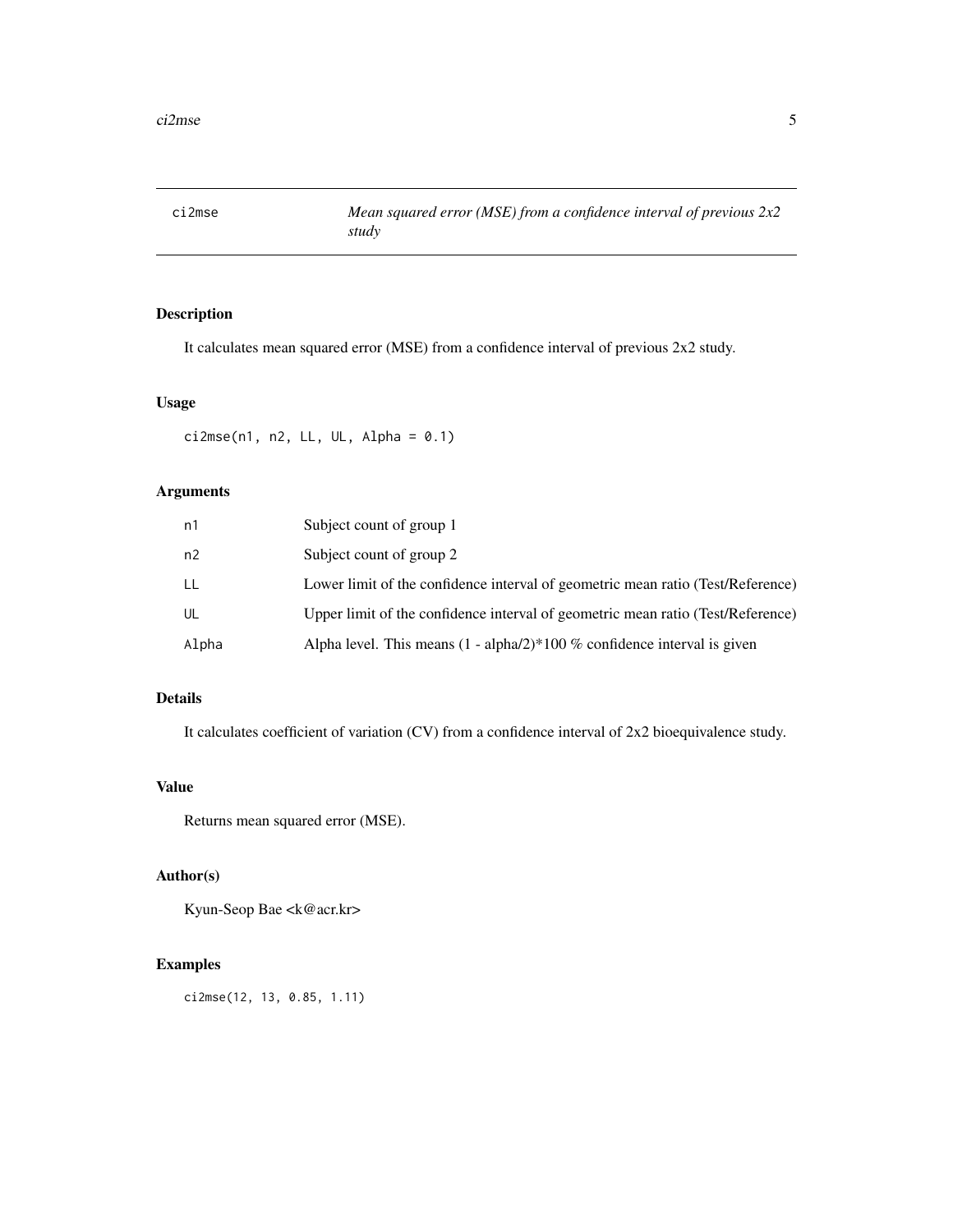# ci2mse — *Mean squared error (MSE) from a confidence interval of previous 2x2 study*

## Description

It calculates mean squared error (MSE) from a confidence interval of previous 2x2 study.

## Usage

```
ci2mse(n1, n2, LL, UL, Alpha = 0.1)
```

## Arguments

| | |
|---|---|
| n1 | Subject count of group 1 |
| n2 | Subject count of group 2 |
| LL | Lower limit of the confidence interval of geometric mean ratio (Test/Reference) |
| UL | Upper limit of the confidence interval of geometric mean ratio (Test/Reference) |
| Alpha | Alpha level. This means (1 - alpha/2)*100 % confidence interval is given |

## Details

It calculates coefficient of variation (CV) from a confidence interval of 2x2 bioequivalence study.

## Value

Returns mean squared error (MSE).

## Author(s)

Kyun-Seop Bae <k@acr.kr>

## Examples

```
ci2mse(12, 13, 0.85, 1.11)
```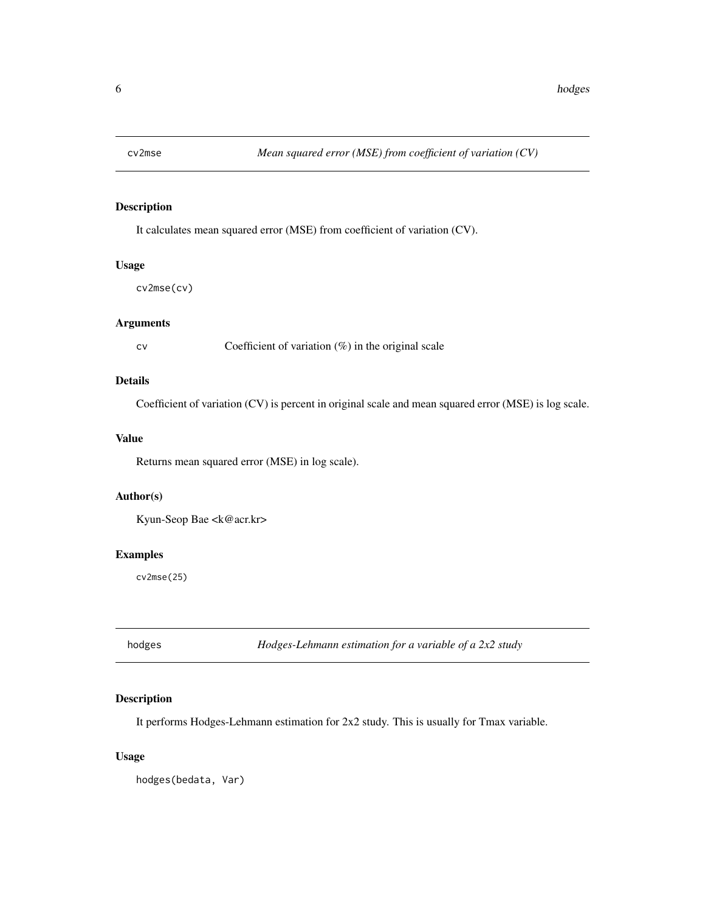## cv2mse — *Mean squared error (MSE) from coefficient of variation (CV)*

### Description

It calculates mean squared error (MSE) from coefficient of variation (CV).

### Usage

```
cv2mse(cv)
```

### Arguments

| | |
|---|---|
| `cv` | Coefficient of variation (%) in the original scale |

### Details

Coefficient of variation (CV) is percent in original scale and mean squared error (MSE) is log scale.

### Value

Returns mean squared error (MSE) in log scale).

### Author(s)

Kyun-Seop Bae <k@acr.kr>

### Examples

```
cv2mse(25)
```

## hodges — *Hodges-Lehmann estimation for a variable of a 2x2 study*

### Description

It performs Hodges-Lehmann estimation for 2x2 study. This is usually for Tmax variable.

### Usage

```
hodges(bedata, Var)
```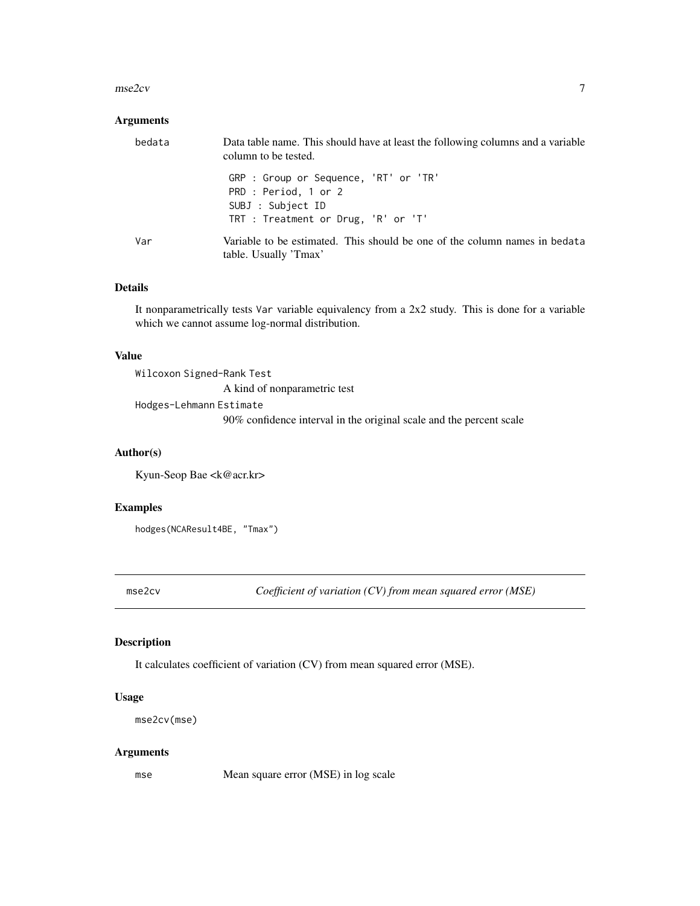### Arguments

| | |
|---|---|
| bedata | Data table name. This should have at least the following columns and a variable column to be tested. |

```
GRP : Group or Sequence, 'RT' or 'TR'
PRD : Period, 1 or 2
SUBJ : Subject ID
TRT : Treatment or Drug, 'R' or 'T'
```

| | |
|---|---|
| Var | Variable to be estimated. This should be one of the column names in bedata table. Usually 'Tmax' |

### Details

It nonparametrically tests Var variable equivalency from a 2x2 study. This is done for a variable which we cannot assume log-normal distribution.

### Value

Wilcoxon Signed-Rank Test
: A kind of nonparametric test

Hodges-Lehmann Estimate
: 90% confidence interval in the original scale and the percent scale

### Author(s)

Kyun-Seop Bae <k@acr.kr>

### Examples

```
hodges(NCAResult4BE, "Tmax")
```

---

## mse2cv — *Coefficient of variation (CV) from mean squared error (MSE)*

### Description

It calculates coefficient of variation (CV) from mean squared error (MSE).

### Usage

```
mse2cv(mse)
```

### Arguments

| | |
|---|---|
| mse | Mean square error (MSE) in log scale |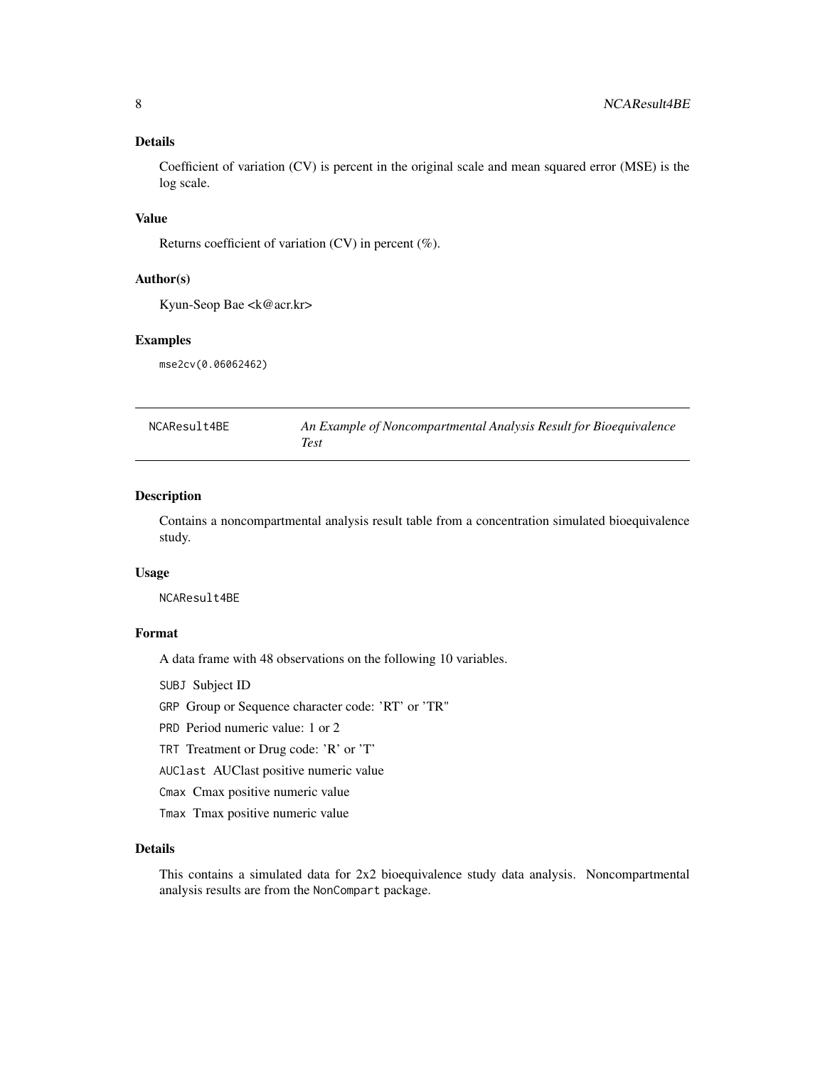### Details

Coefficient of variation (CV) is percent in the original scale and mean squared error (MSE) is the log scale.

### Value

Returns coefficient of variation (CV) in percent (%).

### Author(s)

Kyun-Seop Bae <k@acr.kr>

### Examples

```
mse2cv(0.06062462)
```

---

## NCAResult4BE — *An Example of Noncompartmental Analysis Result for Bioequivalence Test*

---

### Description

Contains a noncompartmental analysis result table from a concentration simulated bioequivalence study.

### Usage

```
NCAResult4BE
```

### Format

A data frame with 48 observations on the following 10 variables.

`SUBJ` Subject ID

`GRP` Group or Sequence character code: 'RT' or 'TR"

`PRD` Period numeric value: 1 or 2

`TRT` Treatment or Drug code: 'R' or 'T'

`AUClast` AUClast positive numeric value

`Cmax` Cmax positive numeric value

`Tmax` Tmax positive numeric value

### Details

This contains a simulated data for 2x2 bioequivalence study data analysis. Noncompartmental analysis results are from the `NonCompart` package.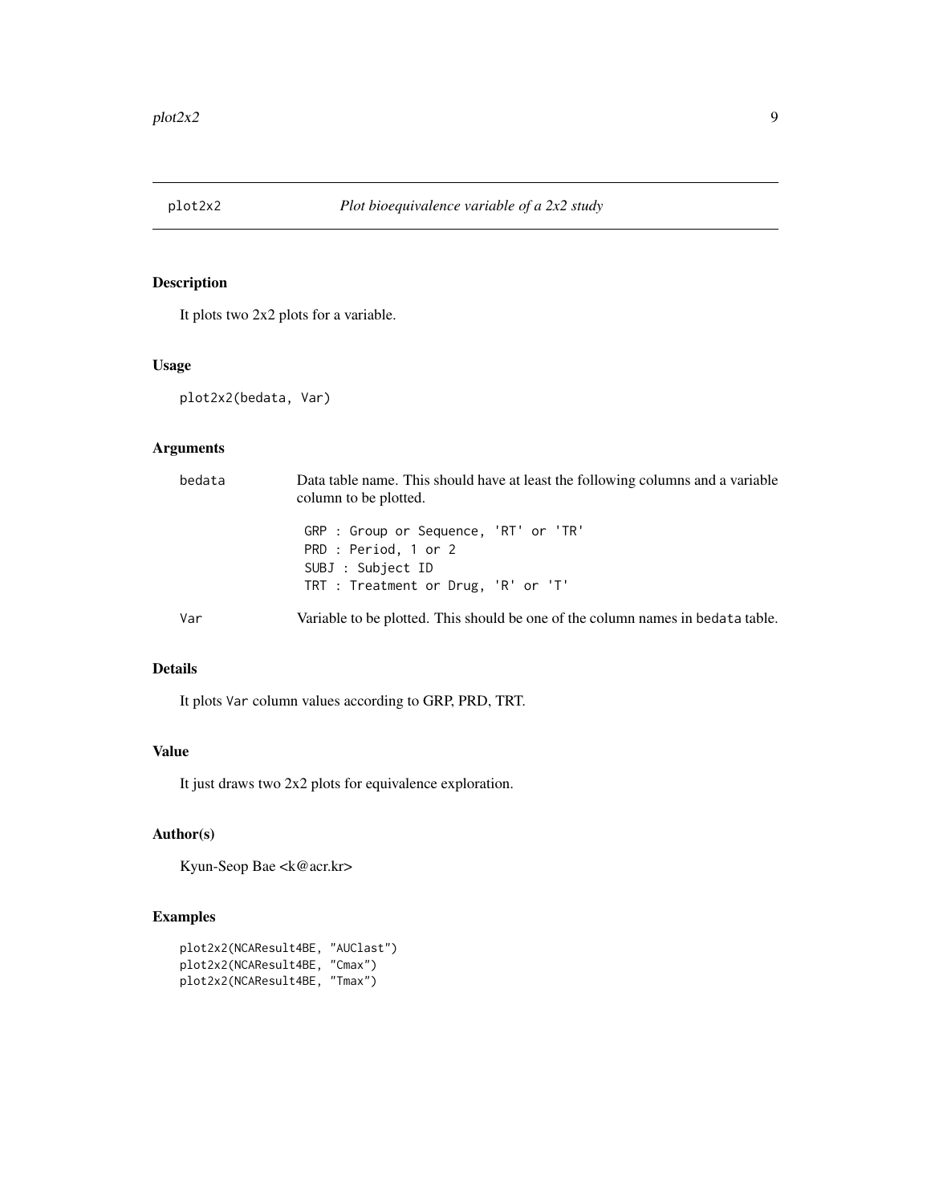## plot2x2 *Plot bioequivalence variable of a 2x2 study*

### Description

It plots two 2x2 plots for a variable.

### Usage

```
plot2x2(bedata, Var)
```

### Arguments

| | |
|---|---|
| bedata | Data table name. This should have at least the following columns and a variable column to be plotted.<br>GRP : Group or Sequence, 'RT' or 'TR'<br>PRD : Period, 1 or 2<br>SUBJ : Subject ID<br>TRT : Treatment or Drug, 'R' or 'T' |
| Var | Variable to be plotted. This should be one of the column names in bedata table. |

### Details

It plots Var column values according to GRP, PRD, TRT.

### Value

It just draws two 2x2 plots for equivalence exploration.

### Author(s)

Kyun-Seop Bae <k@acr.kr>

### Examples

```
plot2x2(NCAResult4BE, "AUClast")
plot2x2(NCAResult4BE, "Cmax")
plot2x2(NCAResult4BE, "Tmax")
```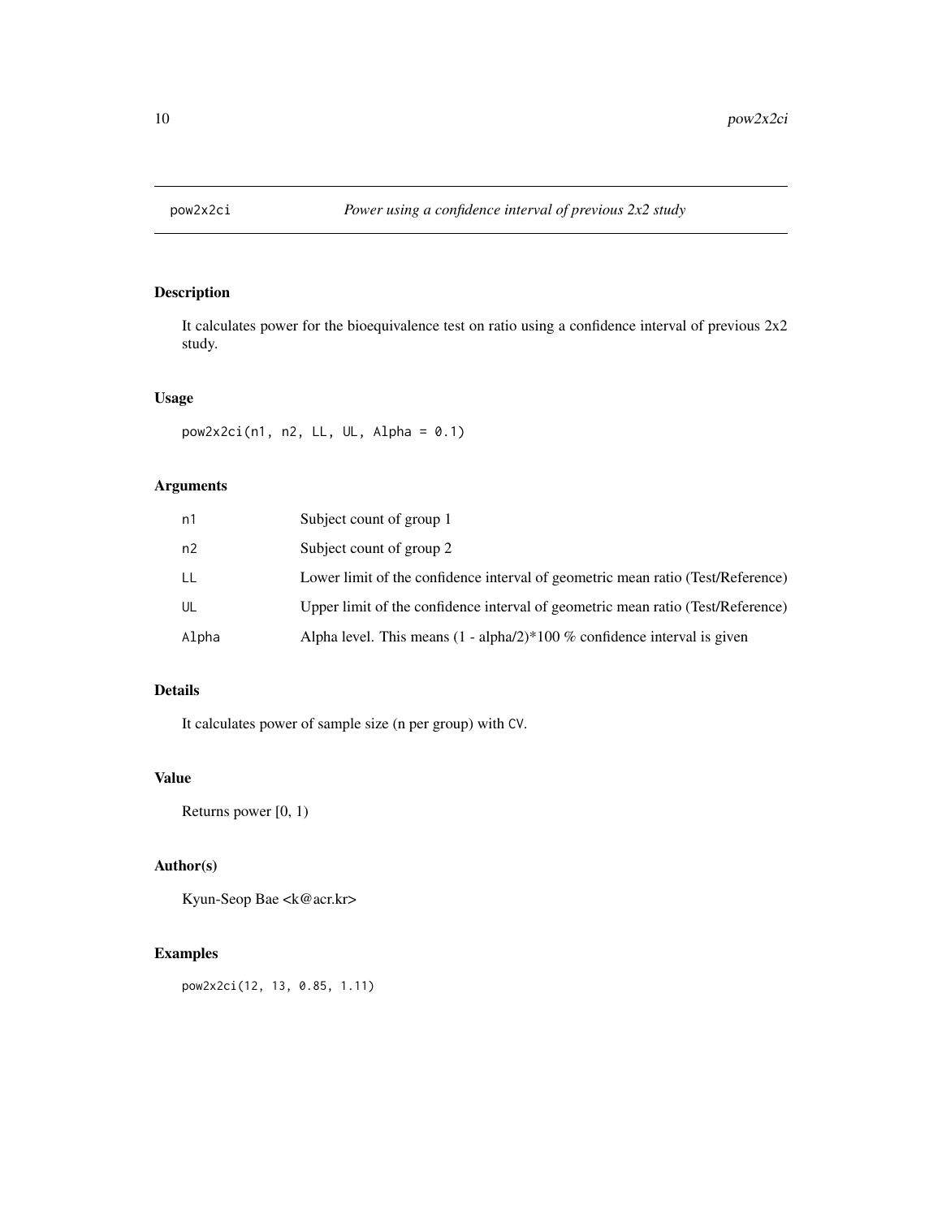# pow2x2ci — *Power using a confidence interval of previous 2x2 study*

## Description

It calculates power for the bioequivalence test on ratio using a confidence interval of previous 2x2 study.

## Usage

```
pow2x2ci(n1, n2, LL, UL, Alpha = 0.1)
```

## Arguments

| | |
|---|---|
| n1 | Subject count of group 1 |
| n2 | Subject count of group 2 |
| LL | Lower limit of the confidence interval of geometric mean ratio (Test/Reference) |
| UL | Upper limit of the confidence interval of geometric mean ratio (Test/Reference) |
| Alpha | Alpha level. This means (1 - alpha/2)*100 % confidence interval is given |

## Details

It calculates power of sample size (n per group) with `CV`.

## Value

Returns power [0, 1)

## Author(s)

Kyun-Seop Bae <k@acr.kr>

## Examples

```
pow2x2ci(12, 13, 0.85, 1.11)
```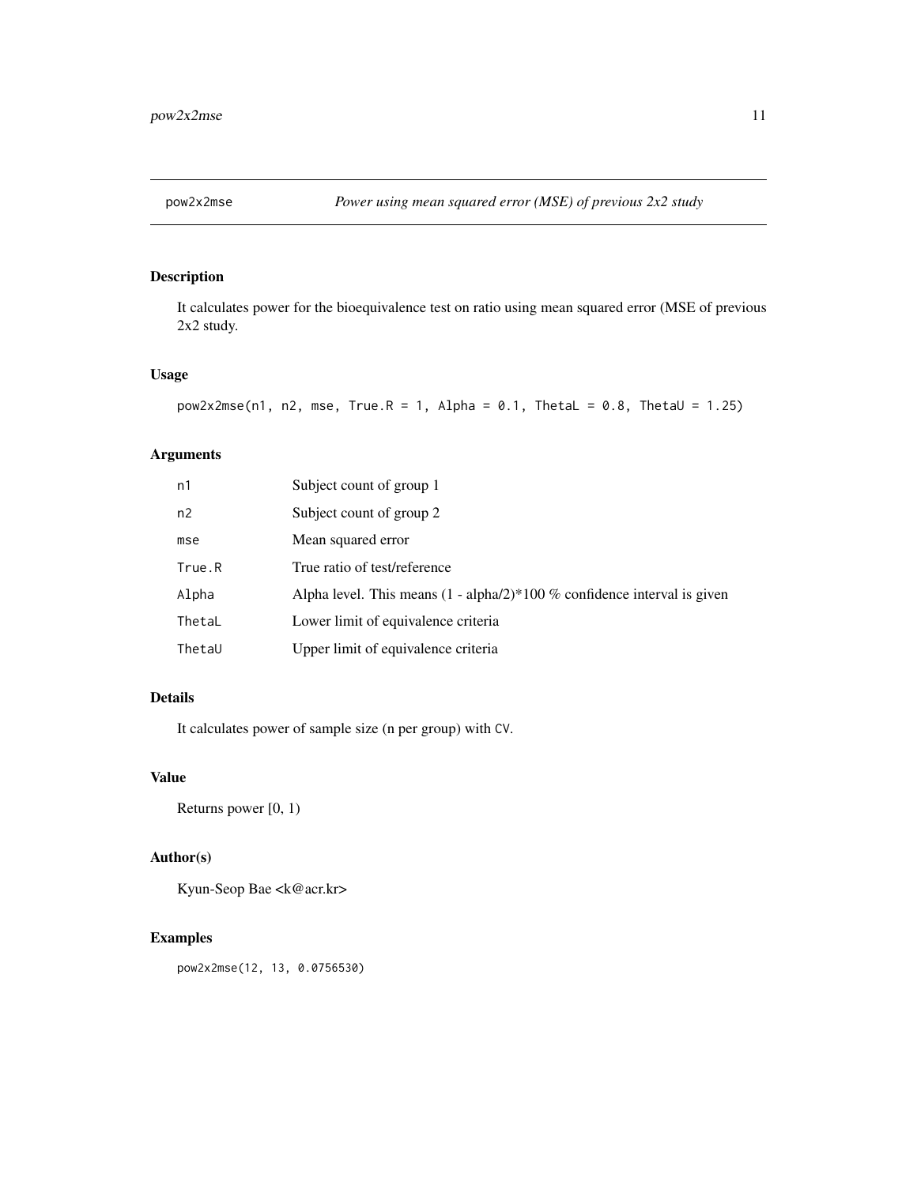# pow2x2mse — *Power using mean squared error (MSE) of previous 2x2 study*

## Description

It calculates power for the bioequivalence test on ratio using mean squared error (MSE of previous 2x2 study.

## Usage

```
pow2x2mse(n1, n2, mse, True.R = 1, Alpha = 0.1, ThetaL = 0.8, ThetaU = 1.25)
```

## Arguments

| | |
|---|---|
| `n1` | Subject count of group 1 |
| `n2` | Subject count of group 2 |
| `mse` | Mean squared error |
| `True.R` | True ratio of test/reference |
| `Alpha` | Alpha level. This means (1 - alpha/2)*100 % confidence interval is given |
| `ThetaL` | Lower limit of equivalence criteria |
| `ThetaU` | Upper limit of equivalence criteria |

## Details

It calculates power of sample size (n per group) with `CV`.

## Value

Returns power [0, 1)

## Author(s)

Kyun-Seop Bae <k@acr.kr>

## Examples

```
pow2x2mse(12, 13, 0.0756530)
```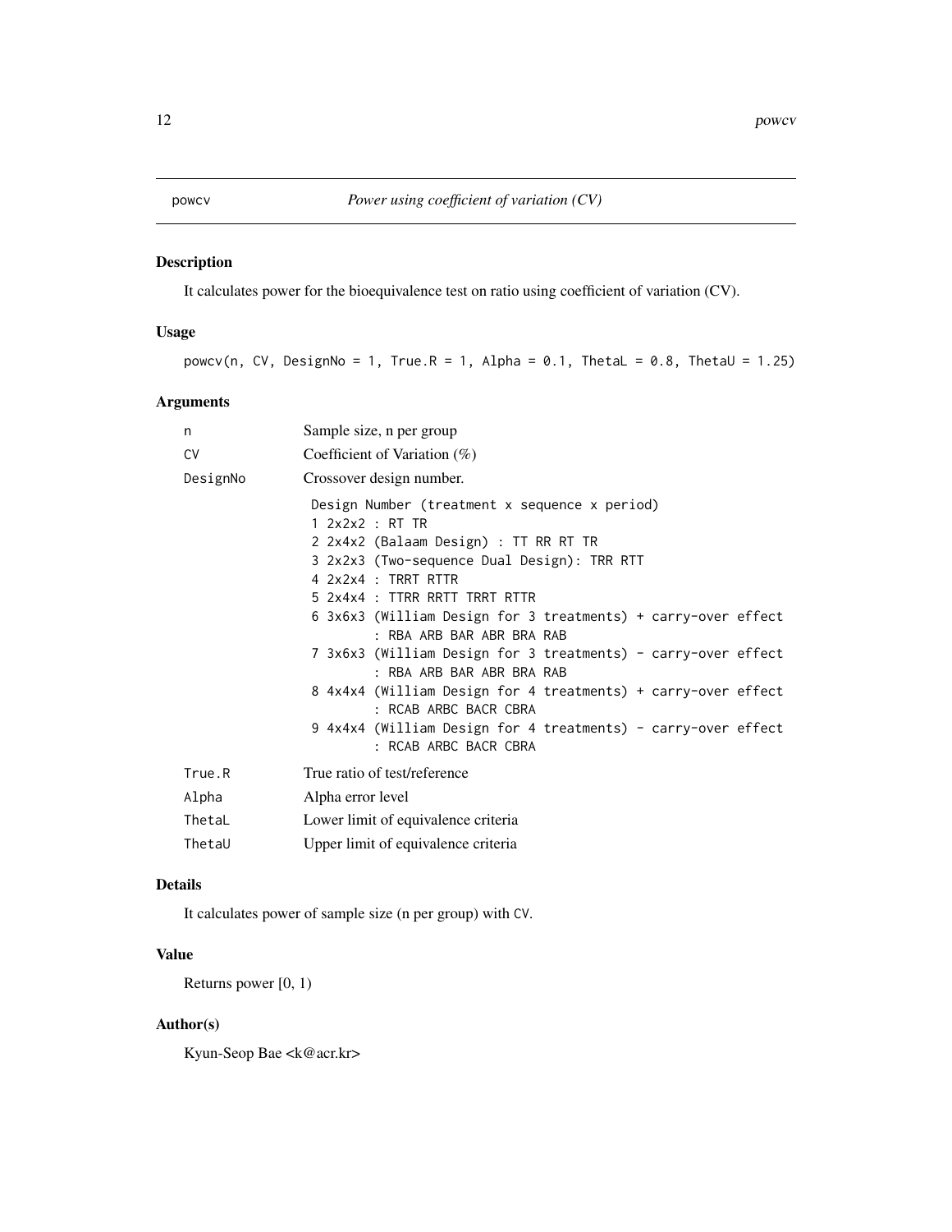powcv — *Power using coefficient of variation (CV)*

### Description

It calculates power for the bioequivalence test on ratio using coefficient of variation (CV).

### Usage

```
powcv(n, CV, DesignNo = 1, True.R = 1, Alpha = 0.1, ThetaL = 0.8, ThetaU = 1.25)
```

### Arguments

| Argument | Description |
|---|---|
| n | Sample size, n per group |
| CV | Coefficient of Variation (%) |
| DesignNo | Crossover design number. |
| True.R | True ratio of test/reference |
| Alpha | Alpha error level |
| ThetaL | Lower limit of equivalence criteria |
| ThetaU | Upper limit of equivalence criteria |

DesignNo details:

```
Design Number (treatment x sequence x period)
1 2x2x2 : RT TR
2 2x4x2 (Balaam Design) : TT RR RT TR
3 2x2x3 (Two-sequence Dual Design): TRR RTT
4 2x2x4 : TRRT RTTR
5 2x4x4 : TTRR RRTT TRRT RTTR
6 3x6x3 (William Design for 3 treatments) + carry-over effect
        : RBA ARB BAR ABR BRA RAB
7 3x6x3 (William Design for 3 treatments) - carry-over effect
        : RBA ARB BAR ABR BRA RAB
8 4x4x4 (William Design for 4 treatments) + carry-over effect
        : RCAB ARBC BACR CBRA
9 4x4x4 (William Design for 4 treatments) - carry-over effect
        : RCAB ARBC BACR CBRA
```

### Details

It calculates power of sample size (n per group) with CV.

### Value

Returns power [0, 1)

### Author(s)

Kyun-Seop Bae <k@acr.kr>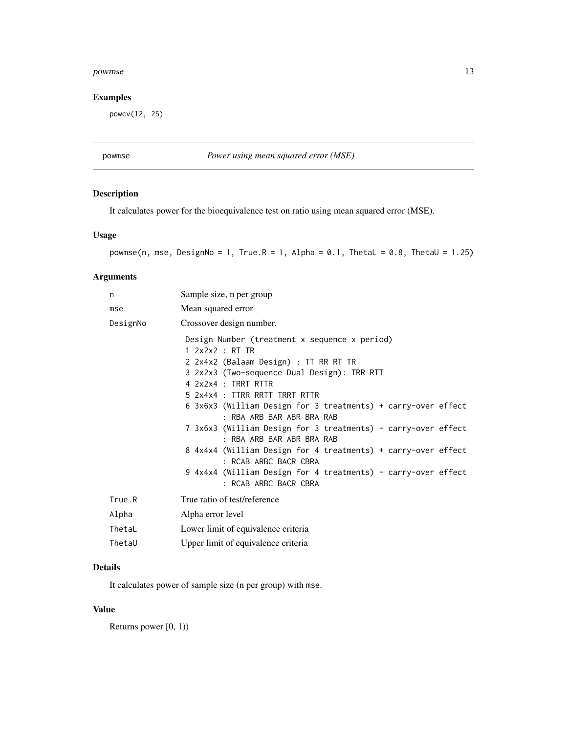## Examples

```
powcv(12, 25)
```

---

## powmse — *Power using mean squared error (MSE)*

### Description

It calculates power for the bioequivalence test on ratio using mean squared error (MSE).

### Usage

```
powmse(n, mse, DesignNo = 1, True.R = 1, Alpha = 0.1, ThetaL = 0.8, ThetaU = 1.25)
```

### Arguments

| | |
|---|---|
| n | Sample size, n per group |
| mse | Mean squared error |
| DesignNo | Crossover design number. |
| True.R | True ratio of test/reference |
| Alpha | Alpha error level |
| ThetaL | Lower limit of equivalence criteria |
| ThetaU | Upper limit of equivalence criteria |

DesignNo:

```
Design Number (treatment x sequence x period)
1 2x2x2 : RT TR
2 2x4x2 (Balaam Design) : TT RR RT TR
3 2x2x3 (Two-sequence Dual Design): TRR RTT
4 2x2x4 : TRRT RTTR
5 2x4x4 : TTRR RRTT TRRT RTTR
6 3x6x3 (William Design for 3 treatments) + carry-over effect
        : RBA ARB BAR ABR BRA RAB
7 3x6x3 (William Design for 3 treatments) - carry-over effect
        : RBA ARB BAR ABR BRA RAB
8 4x4x4 (William Design for 4 treatments) + carry-over effect
        : RCAB ARBC BACR CBRA
9 4x4x4 (William Design for 4 treatments) - carry-over effect
        : RCAB ARBC BACR CBRA
```

### Details

It calculates power of sample size (n per group) with mse.

### Value

Returns power [0, 1))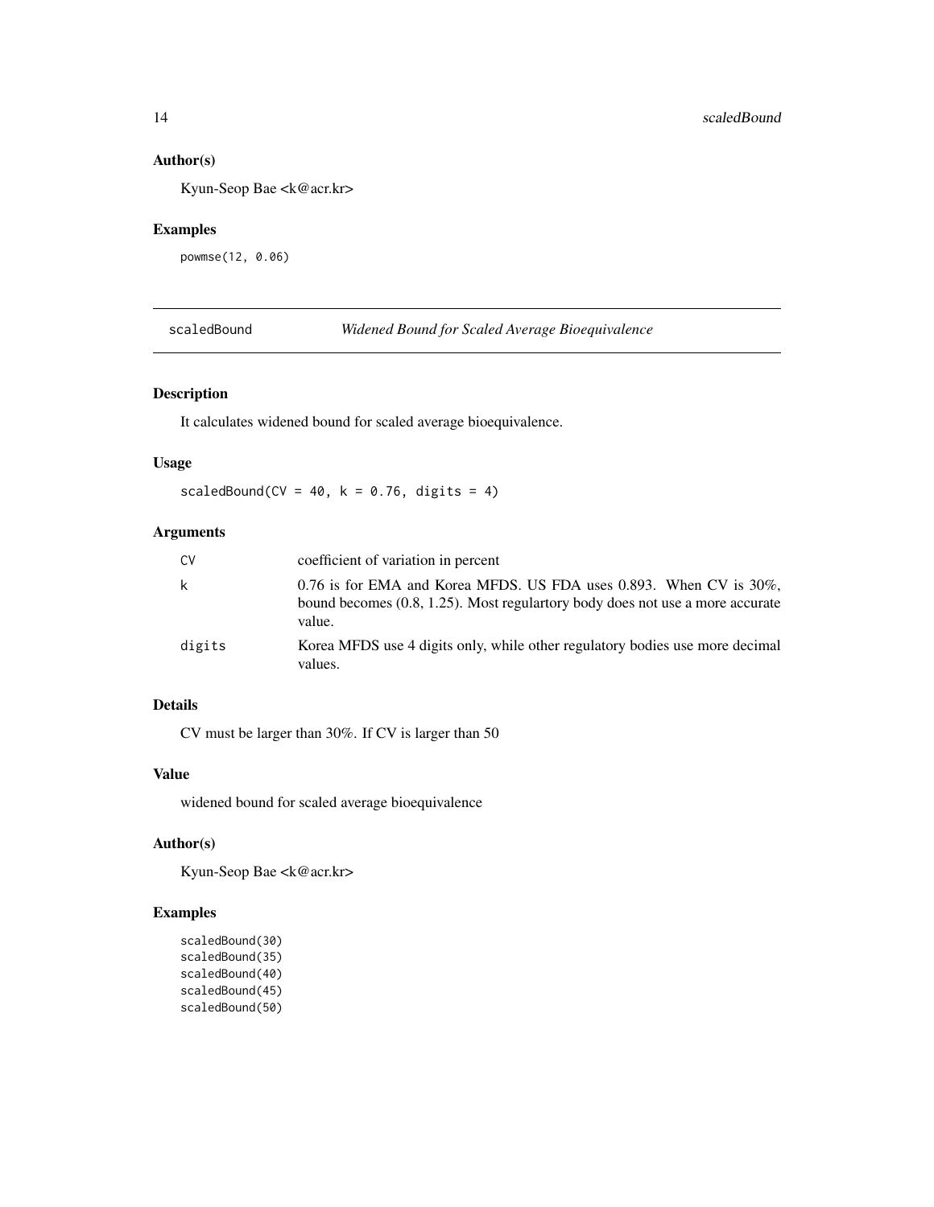### Author(s)

Kyun-Seop Bae <k@acr.kr>

### Examples

```
powmse(12, 0.06)
```

## scaledBound *Widened Bound for Scaled Average Bioequivalence*

### Description

It calculates widened bound for scaled average bioequivalence.

### Usage

```
scaledBound(CV = 40, k = 0.76, digits = 4)
```

### Arguments

| | |
|---|---|
| CV | coefficient of variation in percent |
| k | 0.76 is for EMA and Korea MFDS. US FDA uses 0.893. When CV is 30%, bound becomes (0.8, 1.25). Most regulartory body does not use a more accurate value. |
| digits | Korea MFDS use 4 digits only, while other regulatory bodies use more decimal values. |

### Details

CV must be larger than 30%. If CV is larger than 50

### Value

widened bound for scaled average bioequivalence

### Author(s)

Kyun-Seop Bae <k@acr.kr>

### Examples

```
scaledBound(30)
scaledBound(35)
scaledBound(40)
scaledBound(45)
scaledBound(50)
```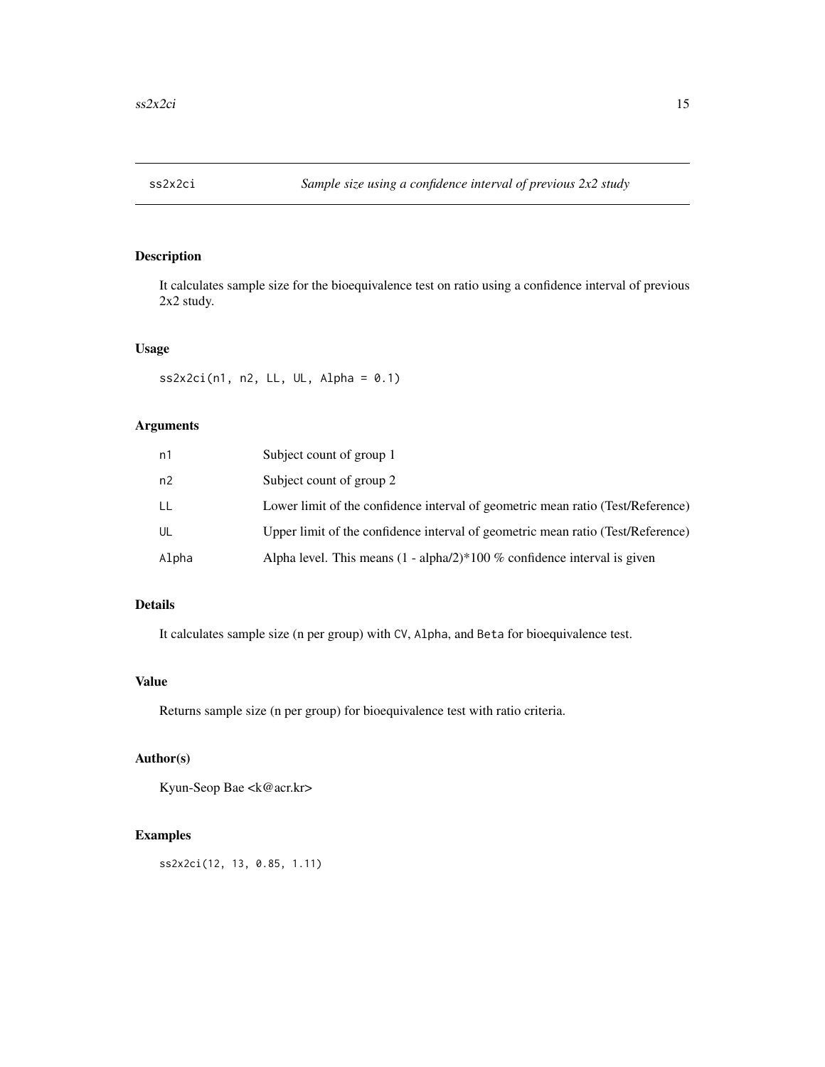## ss2x2ci — *Sample size using a confidence interval of previous 2x2 study*

### Description

It calculates sample size for the bioequivalence test on ratio using a confidence interval of previous 2x2 study.

### Usage

```
ss2x2ci(n1, n2, LL, UL, Alpha = 0.1)
```

### Arguments

| | |
|---|---|
| n1 | Subject count of group 1 |
| n2 | Subject count of group 2 |
| LL | Lower limit of the confidence interval of geometric mean ratio (Test/Reference) |
| UL | Upper limit of the confidence interval of geometric mean ratio (Test/Reference) |
| Alpha | Alpha level. This means (1 - alpha/2)*100 % confidence interval is given |

### Details

It calculates sample size (n per group) with `CV`, `Alpha`, and `Beta` for bioequivalence test.

### Value

Returns sample size (n per group) for bioequivalence test with ratio criteria.

### Author(s)

Kyun-Seop Bae <k@acr.kr>

### Examples

```
ss2x2ci(12, 13, 0.85, 1.11)
```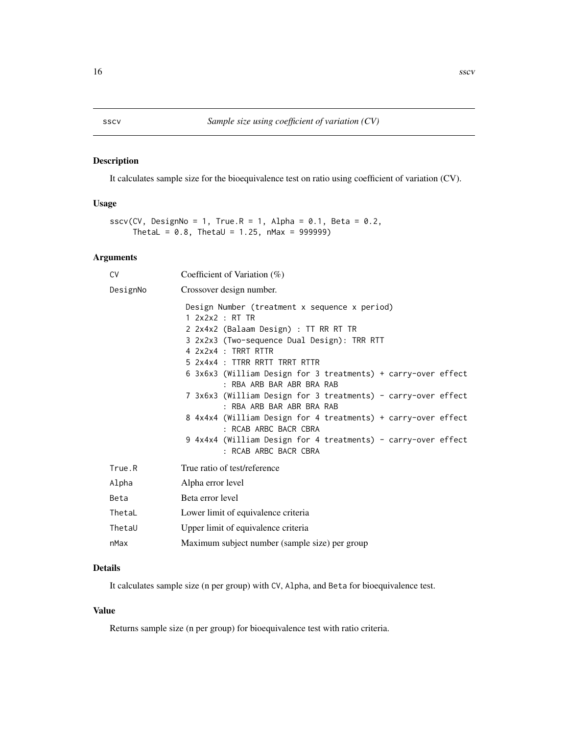## sscv — *Sample size using coefficient of variation (CV)*

### Description

It calculates sample size for the bioequivalence test on ratio using coefficient of variation (CV).

### Usage

```
sscv(CV, DesignNo = 1, True.R = 1, Alpha = 0.1, Beta = 0.2,
     ThetaL = 0.8, ThetaU = 1.25, nMax = 999999)
```

### Arguments

| | |
|---|---|
| `CV` | Coefficient of Variation (%) |
| `DesignNo` | Crossover design number. |
| `True.R` | True ratio of test/reference |
| `Alpha` | Alpha error level |
| `Beta` | Beta error level |
| `ThetaL` | Lower limit of equivalence criteria |
| `ThetaU` | Upper limit of equivalence criteria |
| `nMax` | Maximum subject number (sample size) per group |

Design numbers for `DesignNo`:

```
Design Number (treatment x sequence x period)
1 2x2x2 : RT TR
2 2x4x2 (Balaam Design) : TT RR RT TR
3 2x2x3 (Two-sequence Dual Design): TRR RTT
4 2x2x4 : TRRT RTTR
5 2x4x4 : TTRR RRTT TRRT RTTR
6 3x6x3 (William Design for 3 treatments) + carry-over effect
        : RBA ARB BAR ABR BRA RAB
7 3x6x3 (William Design for 3 treatments) - carry-over effect
        : RBA ARB BAR ABR BRA RAB
8 4x4x4 (William Design for 4 treatments) + carry-over effect
        : RCAB ARBC BACR CBRA
9 4x4x4 (William Design for 4 treatments) - carry-over effect
        : RCAB ARBC BACR CBRA
```

### Details

It calculates sample size (n per group) with `CV`, `Alpha`, and `Beta` for bioequivalence test.

### Value

Returns sample size (n per group) for bioequivalence test with ratio criteria.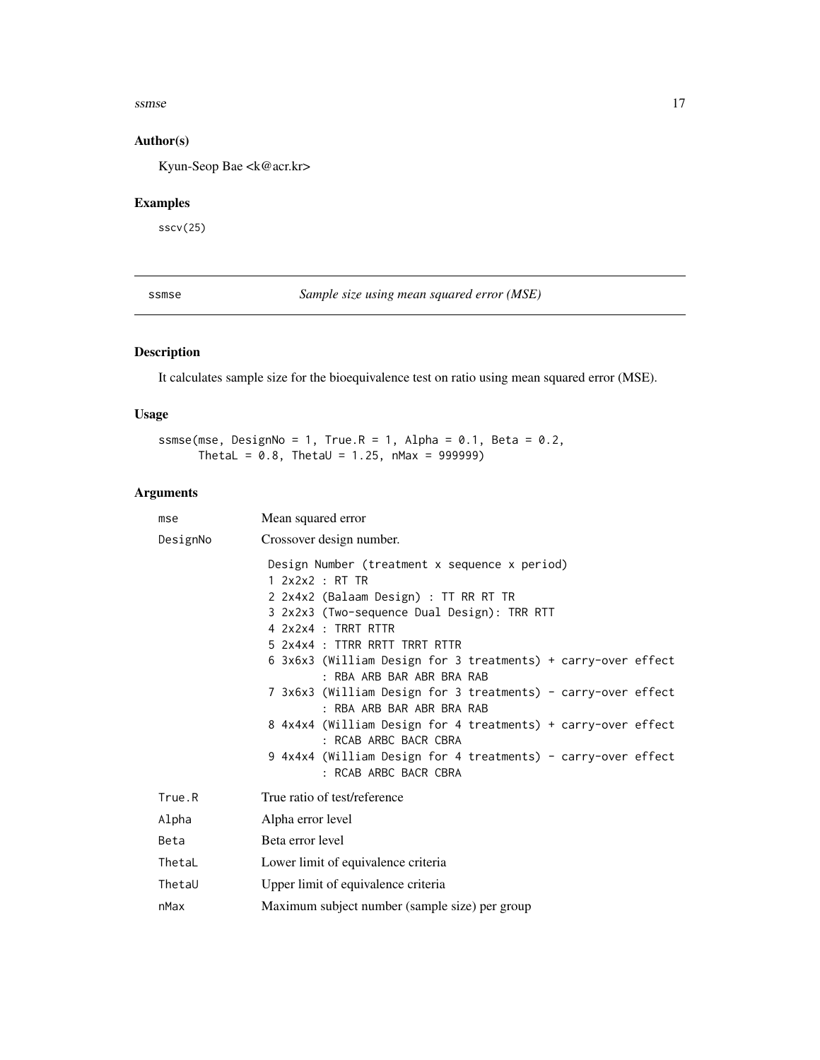## Author(s)

Kyun-Seop Bae <k@acr.kr>

## Examples

```
sscv(25)
```

---

# ssmse — *Sample size using mean squared error (MSE)*

## Description

It calculates sample size for the bioequivalence test on ratio using mean squared error (MSE).

## Usage

```
ssmse(mse, DesignNo = 1, True.R = 1, Alpha = 0.1, Beta = 0.2,
      ThetaL = 0.8, ThetaU = 1.25, nMax = 999999)
```

## Arguments

| | |
|---|---|
| `mse` | Mean squared error |
| `DesignNo` | Crossover design number. |
| `True.R` | True ratio of test/reference |
| `Alpha` | Alpha error level |
| `Beta` | Beta error level |
| `ThetaL` | Lower limit of equivalence criteria |
| `ThetaU` | Upper limit of equivalence criteria |
| `nMax` | Maximum subject number (sample size) per group |

Details for `DesignNo`:

```
Design Number (treatment x sequence x period)
1 2x2x2 : RT TR
2 2x4x2 (Balaam Design) : TT RR RT TR
3 2x2x3 (Two-sequence Dual Design): TRR RTT
4 2x2x4 : TRRT RTTR
5 2x4x4 : TTRR RRTT TRRT RTTR
6 3x6x3 (William Design for 3 treatments) + carry-over effect
        : RBA ARB BAR ABR BRA RAB
7 3x6x3 (William Design for 3 treatments) - carry-over effect
        : RBA ARB BAR ABR BRA RAB
8 4x4x4 (William Design for 4 treatments) + carry-over effect
        : RCAB ARBC BACR CBRA
9 4x4x4 (William Design for 4 treatments) - carry-over effect
        : RCAB ARBC BACR CBRA
```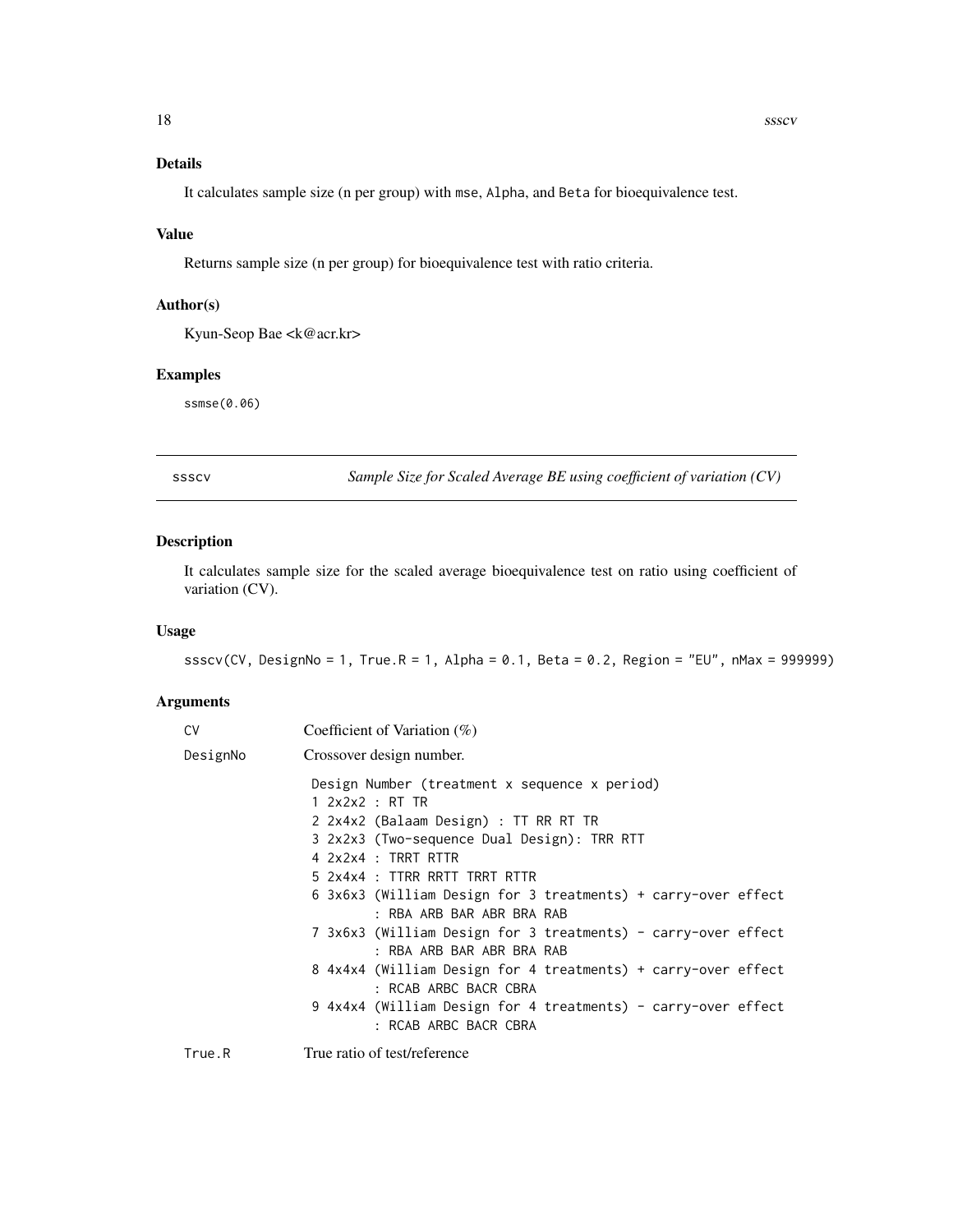### Details

It calculates sample size (n per group) with `mse`, `Alpha`, and `Beta` for bioequivalence test.

### Value

Returns sample size (n per group) for bioequivalence test with ratio criteria.

### Author(s)

Kyun-Seop Bae <k@acr.kr>

### Examples

```
ssmse(0.06)
```

---

## ssscv — *Sample Size for Scaled Average BE using coefficient of variation (CV)*

---

### Description

It calculates sample size for the scaled average bioequivalence test on ratio using coefficient of variation (CV).

### Usage

```
ssscv(CV, DesignNo = 1, True.R = 1, Alpha = 0.1, Beta = 0.2, Region = "EU", nMax = 999999)
```

### Arguments

`CV` Coefficient of Variation (%)

`DesignNo` Crossover design number.

```
Design Number (treatment x sequence x period)
1 2x2x2 : RT TR
2 2x4x2 (Balaam Design) : TT RR RT TR
3 2x2x3 (Two-sequence Dual Design): TRR RTT
4 2x2x4 : TRRT RTTR
5 2x4x4 : TTRR RRTT TRRT RTTR
6 3x6x3 (William Design for 3 treatments) + carry-over effect
        : RBA ARB BAR ABR BRA RAB
7 3x6x3 (William Design for 3 treatments) - carry-over effect
        : RBA ARB BAR ABR BRA RAB
8 4x4x4 (William Design for 4 treatments) + carry-over effect
        : RCAB ARBC BACR CBRA
9 4x4x4 (William Design for 4 treatments) - carry-over effect
        : RCAB ARBC BACR CBRA
```

`True.R` True ratio of test/reference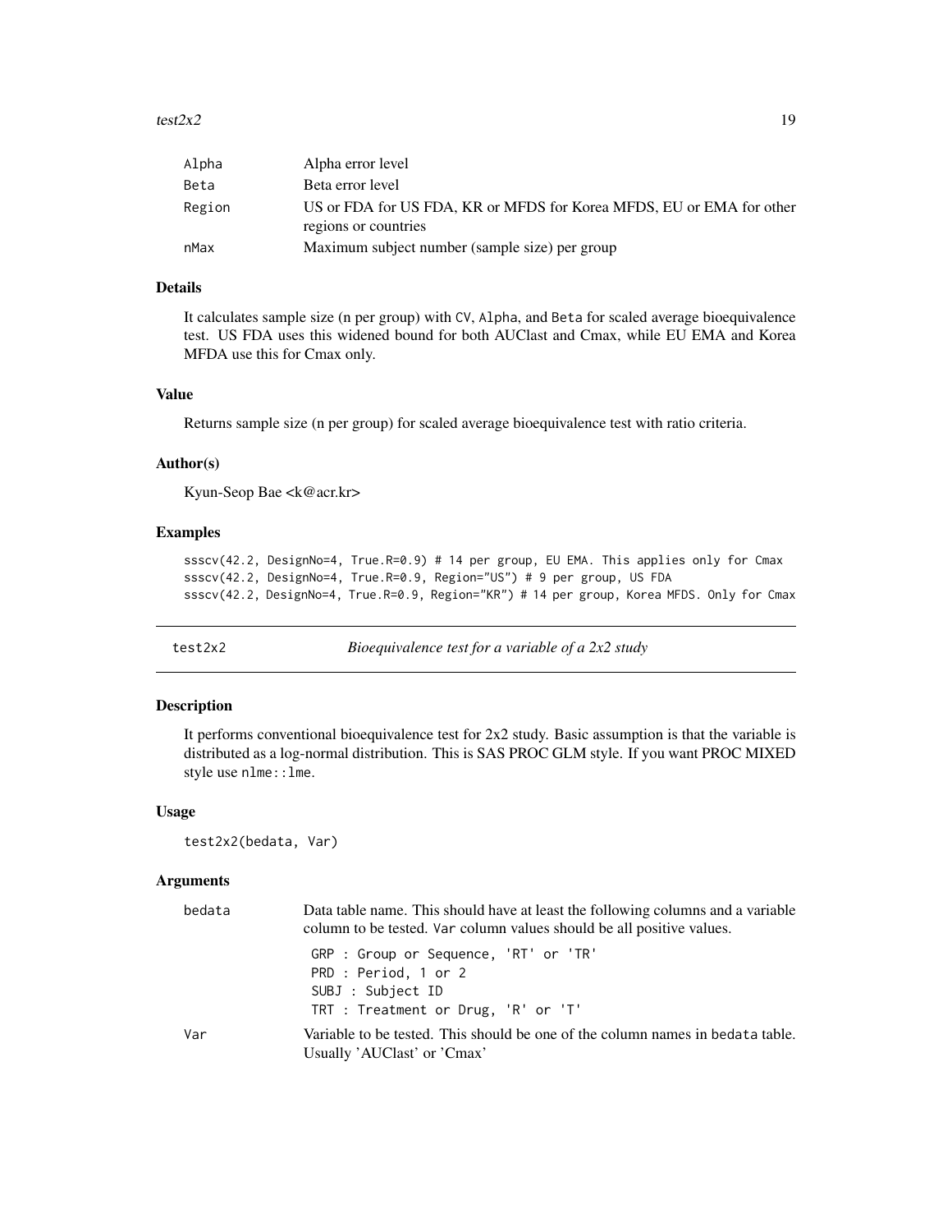| | |
|---|---|
| Alpha | Alpha error level |
| Beta | Beta error level |
| Region | US or FDA for US FDA, KR or MFDS for Korea MFDS, EU or EMA for other regions or countries |
| nMax | Maximum subject number (sample size) per group |

### Details

It calculates sample size (n per group) with CV, Alpha, and Beta for scaled average bioequivalence test. US FDA uses this widened bound for both AUClast and Cmax, while EU EMA and Korea MFDA use this for Cmax only.

### Value

Returns sample size (n per group) for scaled average bioequivalence test with ratio criteria.

### Author(s)

Kyun-Seop Bae <k@acr.kr>

### Examples

```
ssscv(42.2, DesignNo=4, True.R=0.9) # 14 per group, EU EMA. This applies only for Cmax
ssscv(42.2, DesignNo=4, True.R=0.9, Region="US") # 9 per group, US FDA
ssscv(42.2, DesignNo=4, True.R=0.9, Region="KR") # 14 per group, Korea MFDS. Only for Cmax
```

---

## test2x2 — *Bioequivalence test for a variable of a 2x2 study*

### Description

It performs conventional bioequivalence test for 2x2 study. Basic assumption is that the variable is distributed as a log-normal distribution. This is SAS PROC GLM style. If you want PROC MIXED style use `nlme::lme`.

### Usage

```
test2x2(bedata, Var)
```

### Arguments

bedata
: Data table name. This should have at least the following columns and a variable column to be tested. Var column values should be all positive values.

```
GRP : Group or Sequence, 'RT' or 'TR'
PRD : Period, 1 or 2
SUBJ : Subject ID
TRT : Treatment or Drug, 'R' or 'T'
```

Var
: Variable to be tested. This should be one of the column names in bedata table. Usually 'AUClast' or 'Cmax'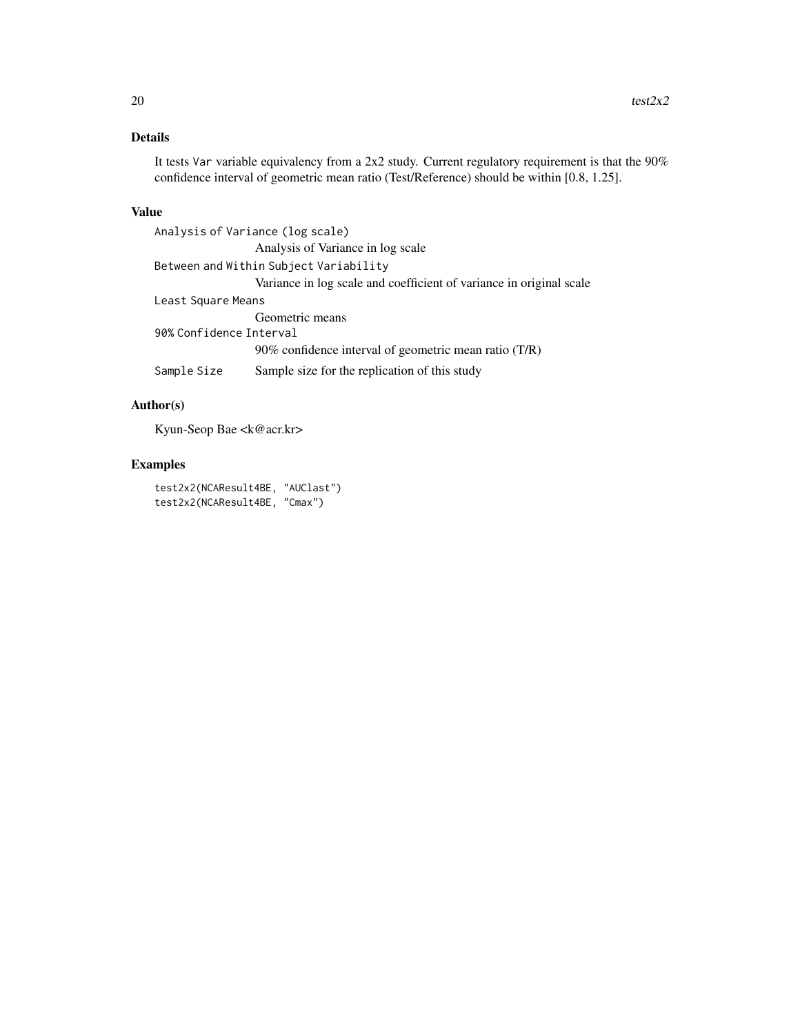## Details

It tests `Var` variable equivalency from a 2x2 study. Current regulatory requirement is that the 90% confidence interval of geometric mean ratio (Test/Reference) should be within [0.8, 1.25].

## Value

`Analysis of Variance (log scale)`
: Analysis of Variance in log scale

`Between and Within Subject Variability`
: Variance in log scale and coefficient of variance in original scale

`Least Square Means`
: Geometric means

`90% Confidence Interval`
: 90% confidence interval of geometric mean ratio (T/R)

`Sample Size`
: Sample size for the replication of this study

## Author(s)

Kyun-Seop Bae <k@acr.kr>

## Examples

```
test2x2(NCAResult4BE, "AUClast")
test2x2(NCAResult4BE, "Cmax")
```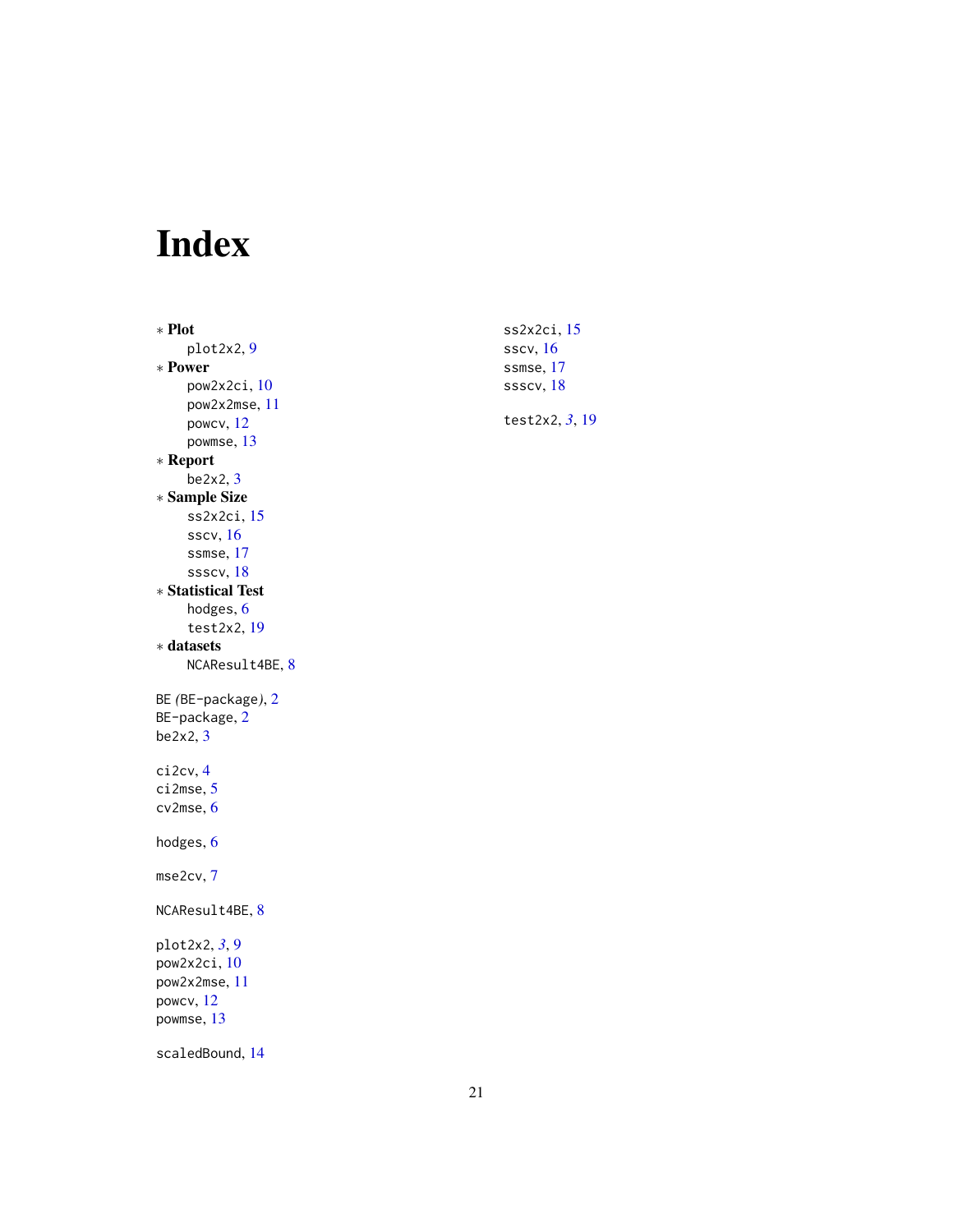# Index

∗ **Plot**
  plot2x2, 9

∗ **Power**
  pow2x2ci, 10
  pow2x2mse, 11
  powcv, 12
  powmse, 13

∗ **Report**
  be2x2, 3

∗ **Sample Size**
  ss2x2ci, 15
  sscv, 16
  ssmse, 17
  ssscv, 18

∗ **Statistical Test**
  hodges, 6
  test2x2, 19

∗ **datasets**
  NCAResult4BE, 8

BE *(*BE-package*)*, 2
BE-package, 2
be2x2, 3

ci2cv, 4
ci2mse, 5
cv2mse, 6

hodges, 6

mse2cv, 7

NCAResult4BE, 8

plot2x2, *3*, 9
pow2x2ci, 10
pow2x2mse, 11
powcv, 12
powmse, 13

scaledBound, 14
ss2x2ci, 15
sscv, 16
ssmse, 17
ssscv, 18

test2x2, *3*, 19